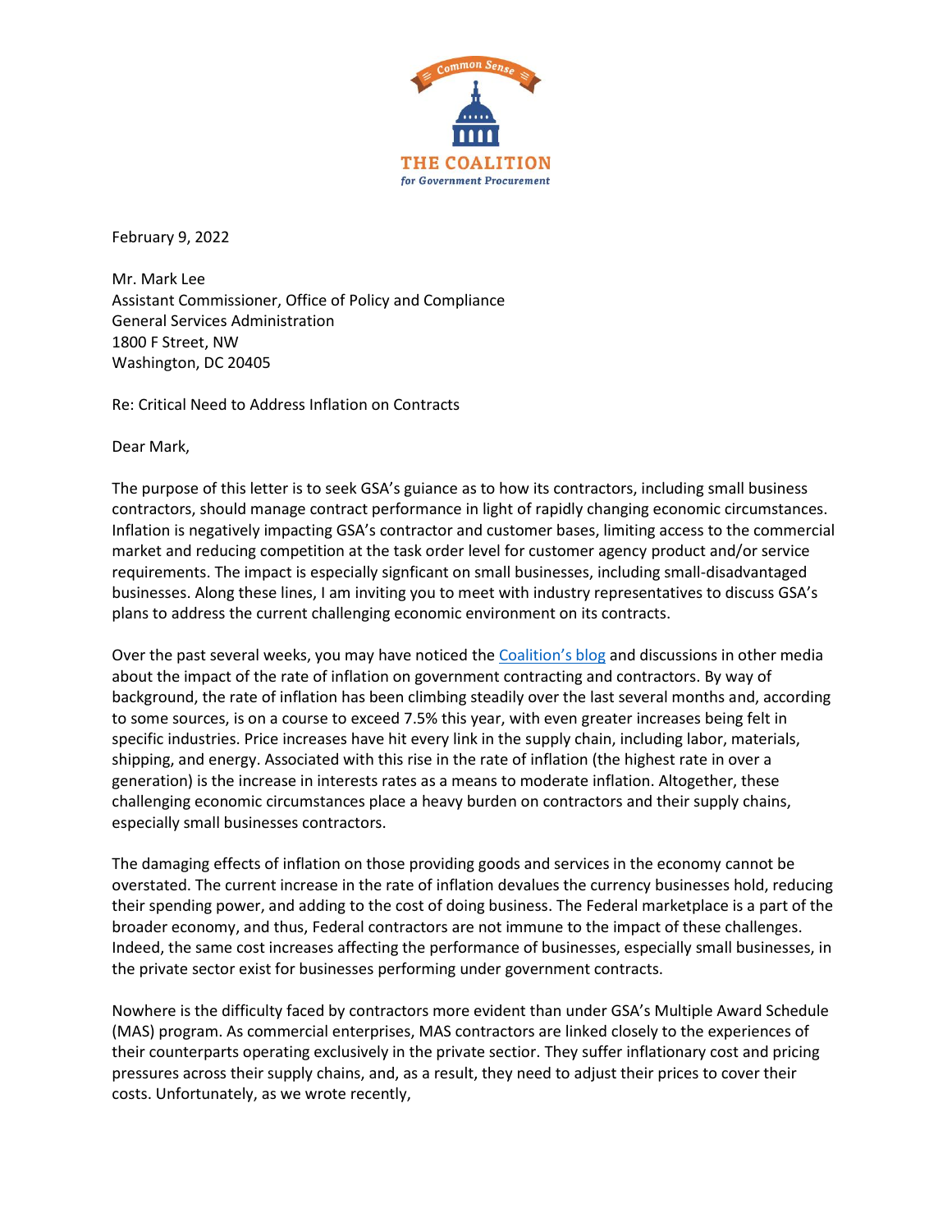Common Sense

THE COALITION
*for Government Procurement*

February 9, 2022

Mr. Mark Lee
Assistant Commissioner, Office of Policy and Compliance
General Services Administration
1800 F Street, NW
Washington, DC 20405

Re: Critical Need to Address Inflation on Contracts

Dear Mark,

The purpose of this letter is to seek GSA's guiance as to how its contractors, including small business contractors, should manage contract performance in light of rapidly changing economic circumstances. Inflation is negatively impacting GSA's contractor and customer bases, limiting access to the commercial market and reducing competition at the task order level for customer agency product and/or service requirements. The impact is especially signficant on small businesses, including small-disadvantaged businesses. Along these lines, I am inviting you to meet with industry representatives to discuss GSA's plans to address the current challenging economic environment on its contracts.

Over the past several weeks, you may have noticed the [Coalition's blog] and discussions in other media about the impact of the rate of inflation on government contracting and contractors. By way of background, the rate of inflation has been climbing steadily over the last several months and, according to some sources, is on a course to exceed 7.5% this year, with even greater increases being felt in specific industries. Price increases have hit every link in the supply chain, including labor, materials, shipping, and energy. Associated with this rise in the rate of inflation (the highest rate in over a generation) is the increase in interests rates as a means to moderate inflation. Altogether, these challenging economic circumstances place a heavy burden on contractors and their supply chains, especially small businesses contractors.

The damaging effects of inflation on those providing goods and services in the economy cannot be overstated. The current increase in the rate of inflation devalues the currency businesses hold, reducing their spending power, and adding to the cost of doing business. The Federal marketplace is a part of the broader economy, and thus, Federal contractors are not immune to the impact of these challenges. Indeed, the same cost increases affecting the performance of businesses, especially small businesses, in the private sector exist for businesses performing under government contracts.

Nowhere is the difficulty faced by contractors more evident than under GSA's Multiple Award Schedule (MAS) program. As commercial enterprises, MAS contractors are linked closely to the experiences of their counterparts operating exclusively in the private sectior. They suffer inflationary cost and pricing pressures across their supply chains, and, as a result, they need to adjust their prices to cover their costs. Unfortunately, as we wrote recently,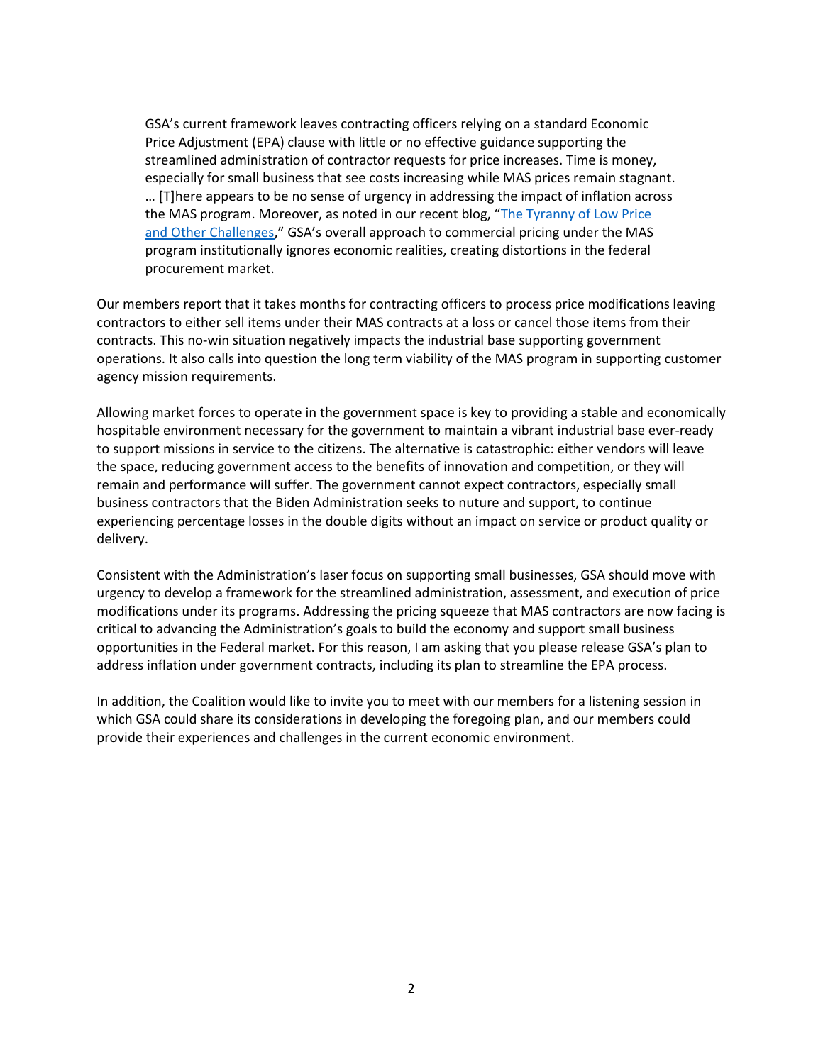> GSA's current framework leaves contracting officers relying on a standard Economic Price Adjustment (EPA) clause with little or no effective guidance supporting the streamlined administration of contractor requests for price increases. Time is money, especially for small business that see costs increasing while MAS prices remain stagnant. … [T]here appears to be no sense of urgency in addressing the impact of inflation across the MAS program. Moreover, as noted in our recent blog, "[The Tyranny of Low Price and Other Challenges]," GSA's overall approach to commercial pricing under the MAS program institutionally ignores economic realities, creating distortions in the federal procurement market.

Our members report that it takes months for contracting officers to process price modifications leaving contractors to either sell items under their MAS contracts at a loss or cancel those items from their contracts. This no-win situation negatively impacts the industrial base supporting government operations. It also calls into question the long term viability of the MAS program in supporting customer agency mission requirements.

Allowing market forces to operate in the government space is key to providing a stable and economically hospitable environment necessary for the government to maintain a vibrant industrial base ever-ready to support missions in service to the citizens. The alternative is catastrophic: either vendors will leave the space, reducing government access to the benefits of innovation and competition, or they will remain and performance will suffer. The government cannot expect contractors, especially small business contractors that the Biden Administration seeks to nuture and support, to continue experiencing percentage losses in the double digits without an impact on service or product quality or delivery.

Consistent with the Administration's laser focus on supporting small businesses, GSA should move with urgency to develop a framework for the streamlined administration, assessment, and execution of price modifications under its programs. Addressing the pricing squeeze that MAS contractors are now facing is critical to advancing the Administration's goals to build the economy and support small business opportunities in the Federal market. For this reason, I am asking that you please release GSA's plan to address inflation under government contracts, including its plan to streamline the EPA process.

In addition, the Coalition would like to invite you to meet with our members for a listening session in which GSA could share its considerations in developing the foregoing plan, and our members could provide their experiences and challenges in the current economic environment.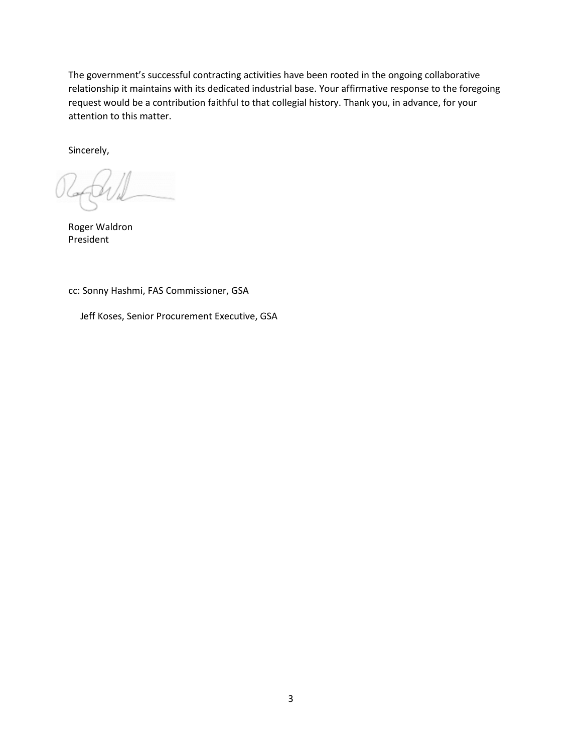The government's successful contracting activities have been rooted in the ongoing collaborative relationship it maintains with its dedicated industrial base. Your affirmative response to the foregoing request would be a contribution faithful to that collegial history. Thank you, in advance, for your attention to this matter.

Sincerely,

Roger Waldron
President

cc: Sonny Hashmi, FAS Commissioner, GSA

Jeff Koses, Senior Procurement Executive, GSA